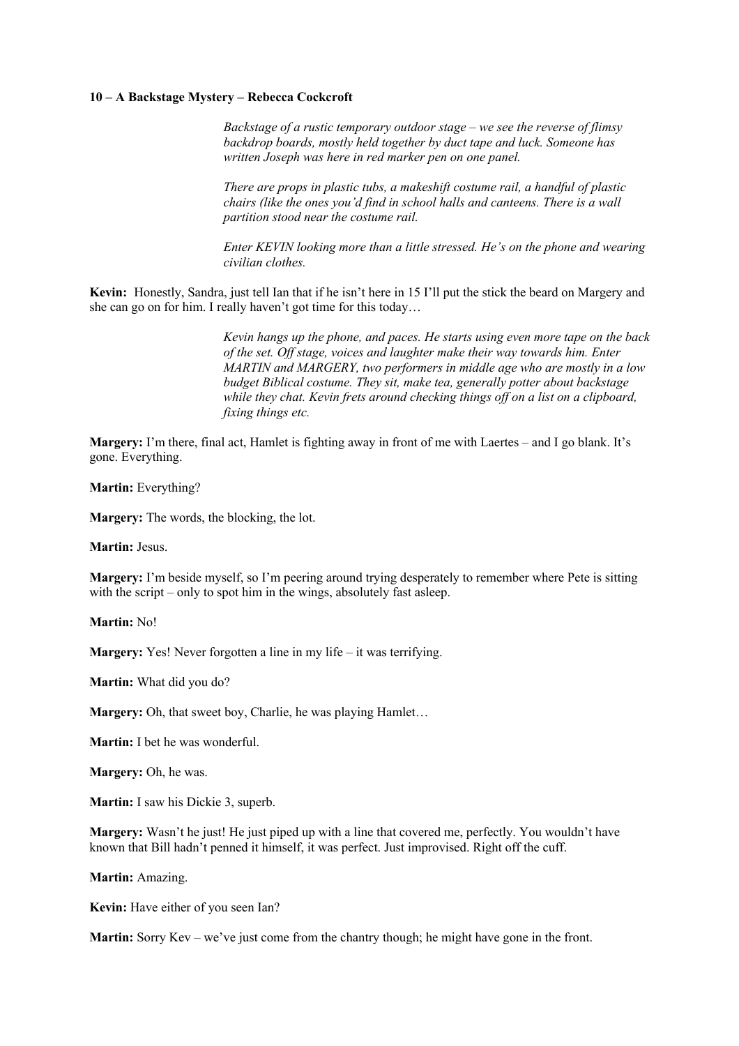**10 – A Backstage Mystery – Rebecca Cockcroft**

*Backstage of a rustic temporary outdoor stage – we see the reverse of flimsy backdrop boards, mostly held together by duct tape and luck. Someone has written Joseph was here in red marker pen on one panel.*

*There are props in plastic tubs, a makeshift costume rail, a handful of plastic chairs (like the ones you'd find in school halls and canteens. There is a wall partition stood near the costume rail.*

*Enter KEVIN looking more than a little stressed. He's on the phone and wearing civilian clothes.*

**Kevin:** Honestly, Sandra, just tell Ian that if he isn't here in 15 I'll put the stick the beard on Margery and she can go on for him. I really haven't got time for this today…

*Kevin hangs up the phone, and paces. He starts using even more tape on the back of the set. Off stage, voices and laughter make their way towards him. Enter MARTIN and MARGERY, two performers in middle age who are mostly in a low budget Biblical costume. They sit, make tea, generally potter about backstage while they chat. Kevin frets around checking things off on a list on a clipboard, fixing things etc.*

**Margery:** I'm there, final act, Hamlet is fighting away in front of me with Laertes – and I go blank. It's gone. Everything.

**Martin:** Everything?

**Margery:** The words, the blocking, the lot.

**Martin:** Jesus.

**Margery:** I'm beside myself, so I'm peering around trying desperately to remember where Pete is sitting with the script – only to spot him in the wings, absolutely fast asleep.

**Martin:** No!

**Margery:** Yes! Never forgotten a line in my life – it was terrifying.

**Martin:** What did you do?

**Margery:** Oh, that sweet boy, Charlie, he was playing Hamlet…

**Martin:** I bet he was wonderful.

**Margery:** Oh, he was.

**Martin:** I saw his Dickie 3, superb.

**Margery:** Wasn't he just! He just piped up with a line that covered me, perfectly. You wouldn't have known that Bill hadn't penned it himself, it was perfect. Just improvised. Right off the cuff.

**Martin:** Amazing.

**Kevin:** Have either of you seen Ian?

**Martin:** Sorry Kev – we've just come from the chantry though; he might have gone in the front.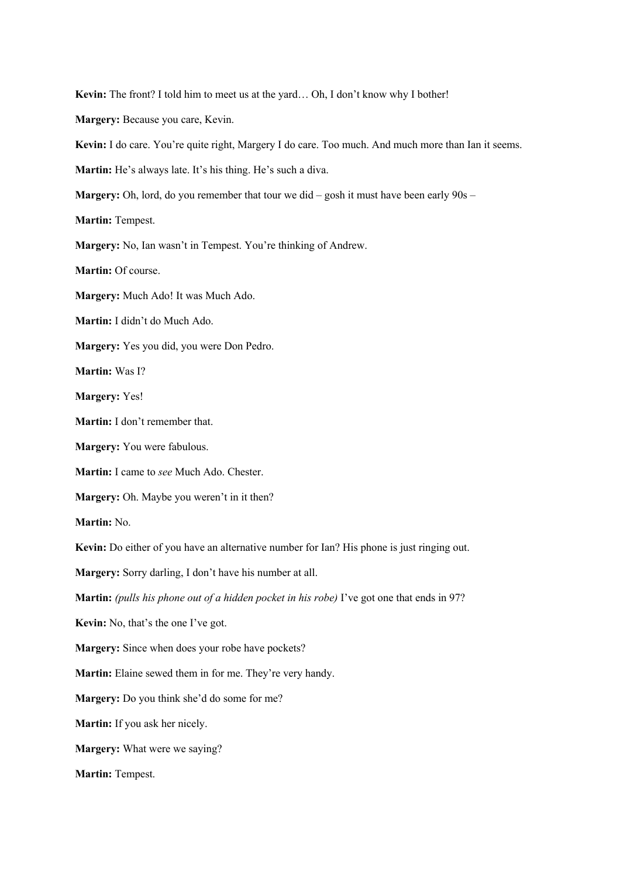**Kevin:** The front? I told him to meet us at the yard… Oh, I don't know why I bother!

**Margery:** Because you care, Kevin.

**Kevin:** I do care. You're quite right, Margery I do care. Too much. And much more than Ian it seems.

**Martin:** He's always late. It's his thing. He's such a diva.

**Margery:** Oh, lord, do you remember that tour we did – gosh it must have been early 90s –

**Martin:** Tempest.

**Margery:** No, Ian wasn't in Tempest. You're thinking of Andrew.

**Martin:** Of course.

**Margery:** Much Ado! It was Much Ado.

**Martin:** I didn't do Much Ado.

**Margery:** Yes you did, you were Don Pedro.

**Martin:** Was I?

**Margery:** Yes!

**Martin:** I don't remember that.

**Margery:** You were fabulous.

**Martin:** I came to *see* Much Ado. Chester.

**Margery:** Oh. Maybe you weren't in it then?

**Martin:** No.

**Kevin:** Do either of you have an alternative number for Ian? His phone is just ringing out.

**Margery:** Sorry darling, I don't have his number at all.

**Martin:** *(pulls his phone out of a hidden pocket in his robe)* I've got one that ends in 97?

**Kevin:** No, that's the one I've got.

**Margery:** Since when does your robe have pockets?

**Martin:** Elaine sewed them in for me. They're very handy.

**Margery:** Do you think she'd do some for me?

**Martin:** If you ask her nicely.

**Margery:** What were we saying?

**Martin:** Tempest.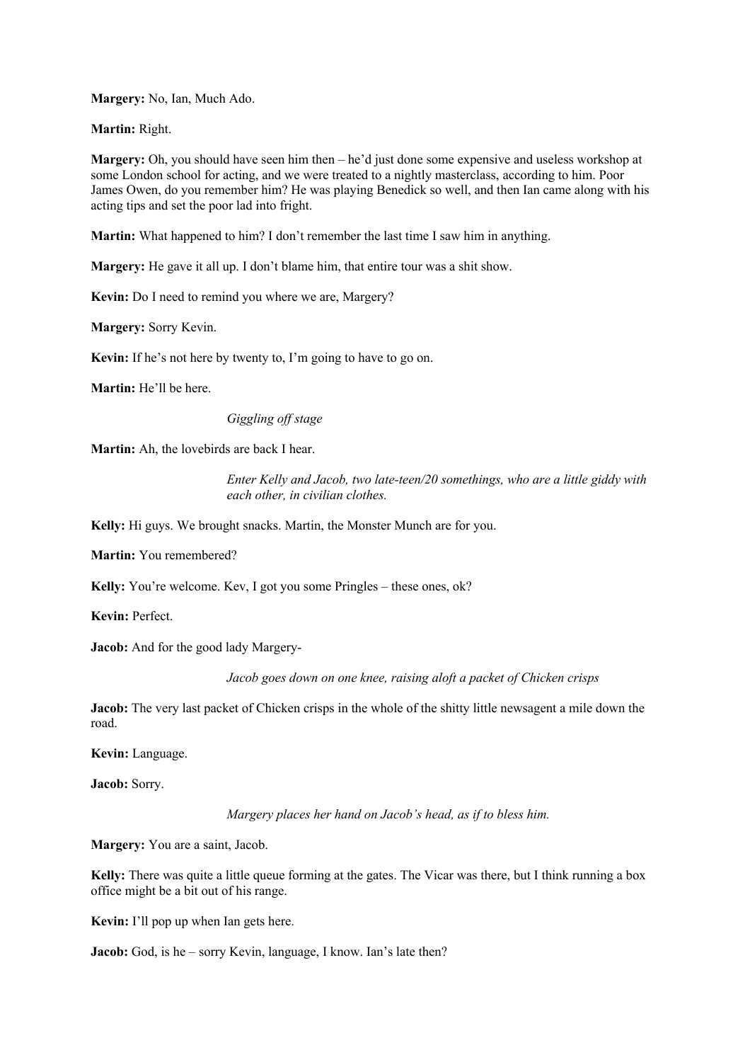**Margery:** No, Ian, Much Ado.

**Martin:** Right.

**Margery:** Oh, you should have seen him then – he'd just done some expensive and useless workshop at some London school for acting, and we were treated to a nightly masterclass, according to him. Poor James Owen, do you remember him? He was playing Benedick so well, and then Ian came along with his acting tips and set the poor lad into fright.

**Martin:** What happened to him? I don't remember the last time I saw him in anything.

**Margery:** He gave it all up. I don't blame him, that entire tour was a shit show.

**Kevin:** Do I need to remind you where we are, Margery?

**Margery:** Sorry Kevin.

**Kevin:** If he's not here by twenty to, I'm going to have to go on.

**Martin:** He'll be here.

*Giggling off stage*

**Martin:** Ah, the lovebirds are back I hear.

*Enter Kelly and Jacob, two late-teen/20 somethings, who are a little giddy with each other, in civilian clothes.*

**Kelly:** Hi guys. We brought snacks. Martin, the Monster Munch are for you.

**Martin:** You remembered?

**Kelly:** You're welcome. Kev, I got you some Pringles – these ones, ok?

**Kevin:** Perfect.

**Jacob:** And for the good lady Margery-

*Jacob goes down on one knee, raising aloft a packet of Chicken crisps*

**Jacob:** The very last packet of Chicken crisps in the whole of the shitty little newsagent a mile down the road.

**Kevin:** Language.

**Jacob:** Sorry.

*Margery places her hand on Jacob's head, as if to bless him.*

**Margery:** You are a saint, Jacob.

**Kelly:** There was quite a little queue forming at the gates. The Vicar was there, but I think running a box office might be a bit out of his range.

**Kevin:** I'll pop up when Ian gets here.

**Jacob:** God, is he – sorry Kevin, language, I know. Ian's late then?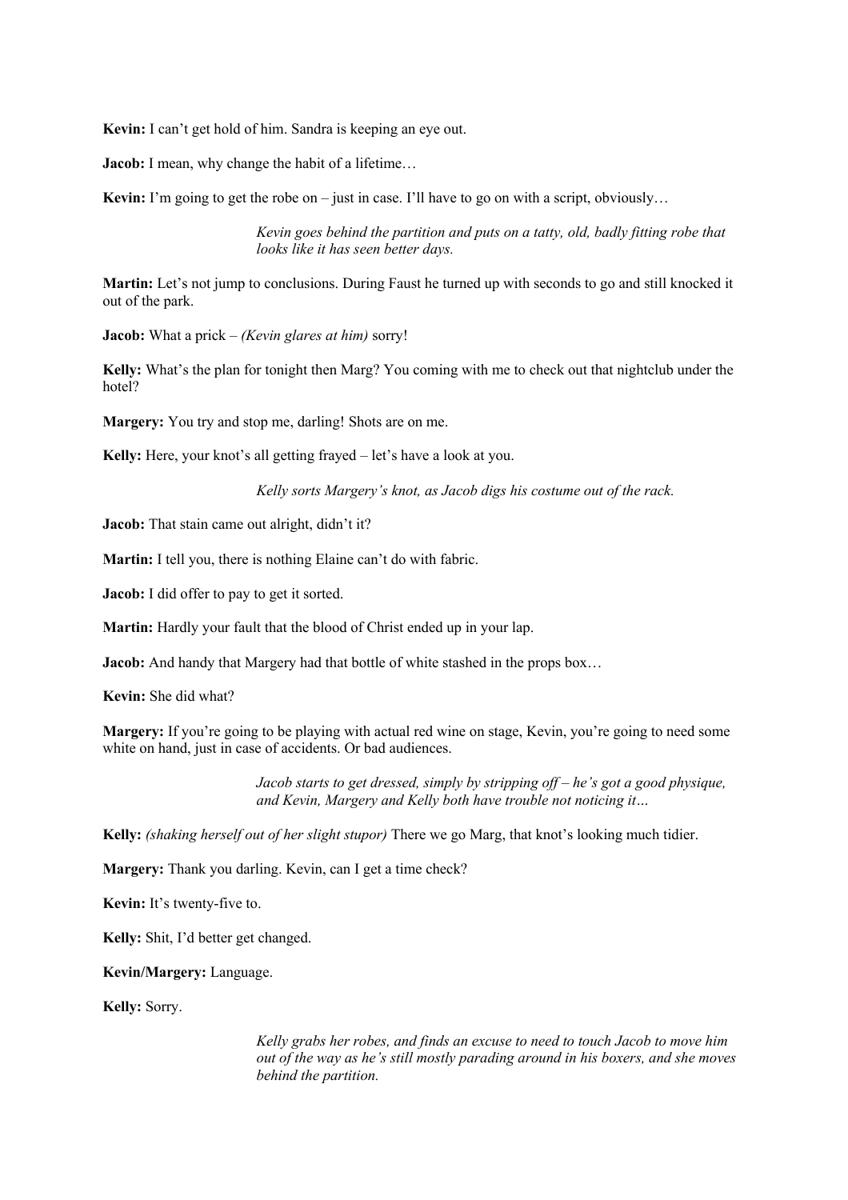**Kevin:** I can't get hold of him. Sandra is keeping an eye out.

**Jacob:** I mean, why change the habit of a lifetime…

**Kevin:** I'm going to get the robe on – just in case. I'll have to go on with a script, obviously…

> *Kevin goes behind the partition and puts on a tatty, old, badly fitting robe that looks like it has seen better days.*

**Martin:** Let's not jump to conclusions. During Faust he turned up with seconds to go and still knocked it out of the park.

**Jacob:** What a prick – *(Kevin glares at him)* sorry!

**Kelly:** What's the plan for tonight then Marg? You coming with me to check out that nightclub under the hotel?

**Margery:** You try and stop me, darling! Shots are on me.

**Kelly:** Here, your knot's all getting frayed – let's have a look at you.

> *Kelly sorts Margery's knot, as Jacob digs his costume out of the rack.*

**Jacob:** That stain came out alright, didn't it?

**Martin:** I tell you, there is nothing Elaine can't do with fabric.

**Jacob:** I did offer to pay to get it sorted.

**Martin:** Hardly your fault that the blood of Christ ended up in your lap.

**Jacob:** And handy that Margery had that bottle of white stashed in the props box…

**Kevin:** She did what?

**Margery:** If you're going to be playing with actual red wine on stage, Kevin, you're going to need some white on hand, just in case of accidents. Or bad audiences.

> *Jacob starts to get dressed, simply by stripping off – he's got a good physique, and Kevin, Margery and Kelly both have trouble not noticing it…*

**Kelly:** *(shaking herself out of her slight stupor)* There we go Marg, that knot's looking much tidier.

**Margery:** Thank you darling. Kevin, can I get a time check?

**Kevin:** It's twenty-five to.

**Kelly:** Shit, I'd better get changed.

**Kevin/Margery:** Language.

**Kelly:** Sorry.

> *Kelly grabs her robes, and finds an excuse to need to touch Jacob to move him out of the way as he's still mostly parading around in his boxers, and she moves behind the partition.*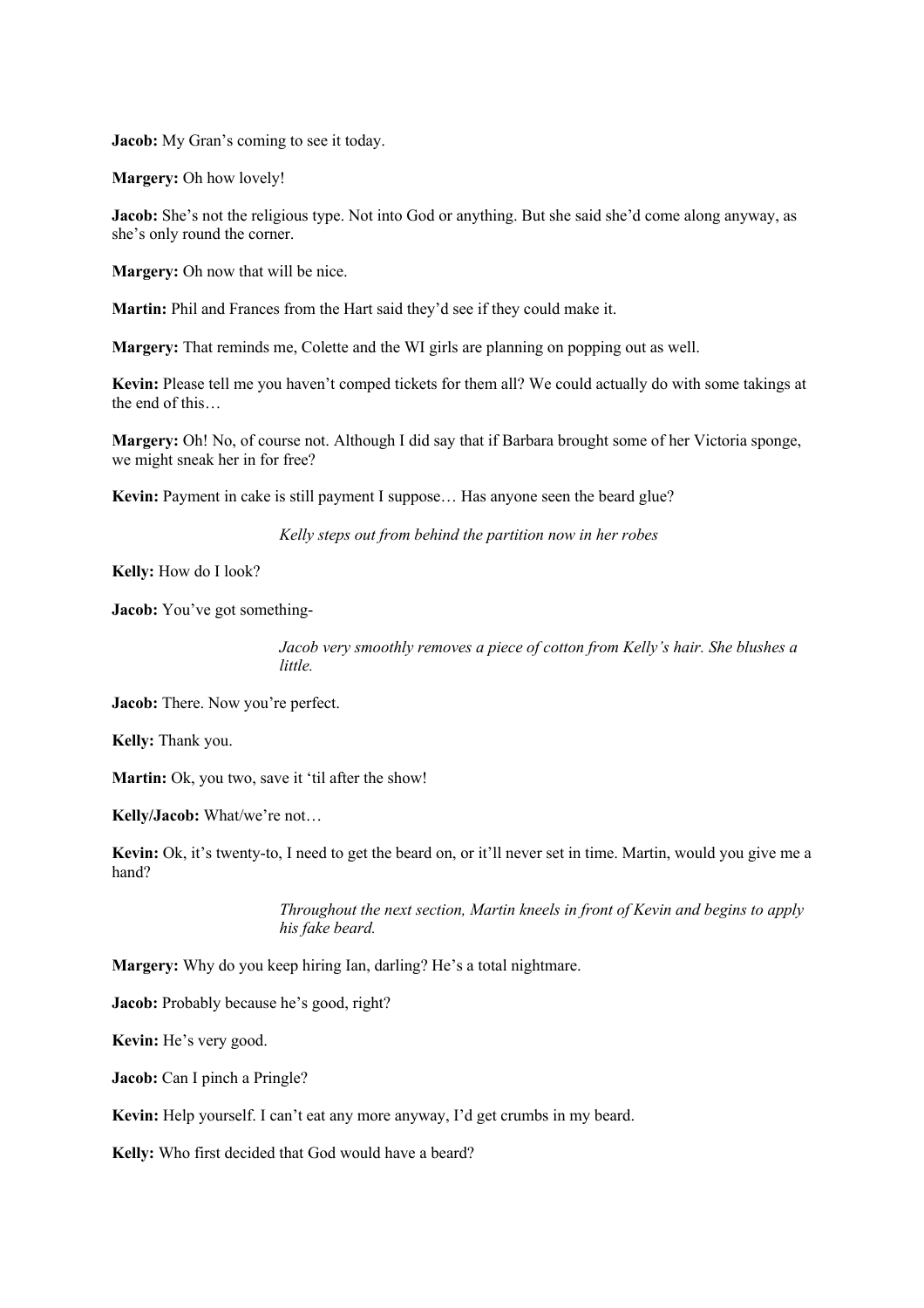**Jacob:** My Gran's coming to see it today.

**Margery:** Oh how lovely!

**Jacob:** She's not the religious type. Not into God or anything. But she said she'd come along anyway, as she's only round the corner.

**Margery:** Oh now that will be nice.

**Martin:** Phil and Frances from the Hart said they'd see if they could make it.

**Margery:** That reminds me, Colette and the WI girls are planning on popping out as well.

**Kevin:** Please tell me you haven't comped tickets for them all? We could actually do with some takings at the end of this…

**Margery:** Oh! No, of course not. Although I did say that if Barbara brought some of her Victoria sponge, we might sneak her in for free?

**Kevin:** Payment in cake is still payment I suppose… Has anyone seen the beard glue?

*Kelly steps out from behind the partition now in her robes*

**Kelly:** How do I look?

**Jacob:** You've got something-

*Jacob very smoothly removes a piece of cotton from Kelly's hair. She blushes a little.*

**Jacob:** There. Now you're perfect.

**Kelly:** Thank you.

**Martin:** Ok, you two, save it 'til after the show!

**Kelly/Jacob:** What/we're not…

**Kevin:** Ok, it's twenty-to, I need to get the beard on, or it'll never set in time. Martin, would you give me a hand?

*Throughout the next section, Martin kneels in front of Kevin and begins to apply his fake beard.*

**Margery:** Why do you keep hiring Ian, darling? He's a total nightmare.

**Jacob:** Probably because he's good, right?

**Kevin:** He's very good.

**Jacob:** Can I pinch a Pringle?

**Kevin:** Help yourself. I can't eat any more anyway, I'd get crumbs in my beard.

**Kelly:** Who first decided that God would have a beard?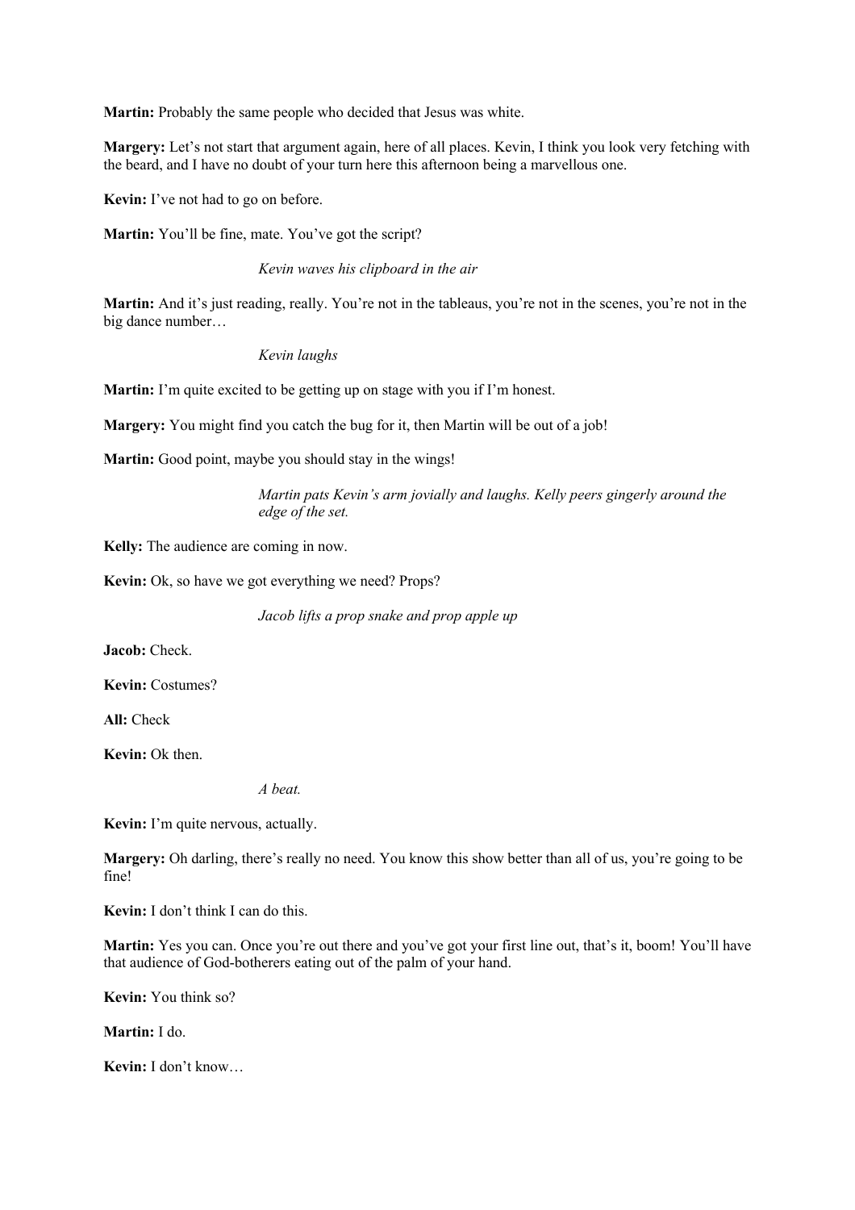**Martin:** Probably the same people who decided that Jesus was white.

**Margery:** Let's not start that argument again, here of all places. Kevin, I think you look very fetching with the beard, and I have no doubt of your turn here this afternoon being a marvellous one.

**Kevin:** I've not had to go on before.

**Martin:** You'll be fine, mate. You've got the script?

*Kevin waves his clipboard in the air*

**Martin:** And it's just reading, really. You're not in the tableaus, you're not in the scenes, you're not in the big dance number…

*Kevin laughs*

**Martin:** I'm quite excited to be getting up on stage with you if I'm honest.

**Margery:** You might find you catch the bug for it, then Martin will be out of a job!

**Martin:** Good point, maybe you should stay in the wings!

*Martin pats Kevin's arm jovially and laughs. Kelly peers gingerly around the edge of the set.*

**Kelly:** The audience are coming in now.

**Kevin:** Ok, so have we got everything we need? Props?

*Jacob lifts a prop snake and prop apple up*

**Jacob:** Check.

**Kevin:** Costumes?

**All:** Check

**Kevin:** Ok then.

*A beat.*

**Kevin:** I'm quite nervous, actually.

**Margery:** Oh darling, there's really no need. You know this show better than all of us, you're going to be fine!

**Kevin:** I don't think I can do this.

**Martin:** Yes you can. Once you're out there and you've got your first line out, that's it, boom! You'll have that audience of God-botherers eating out of the palm of your hand.

**Kevin:** You think so?

**Martin:** I do.

**Kevin:** I don't know…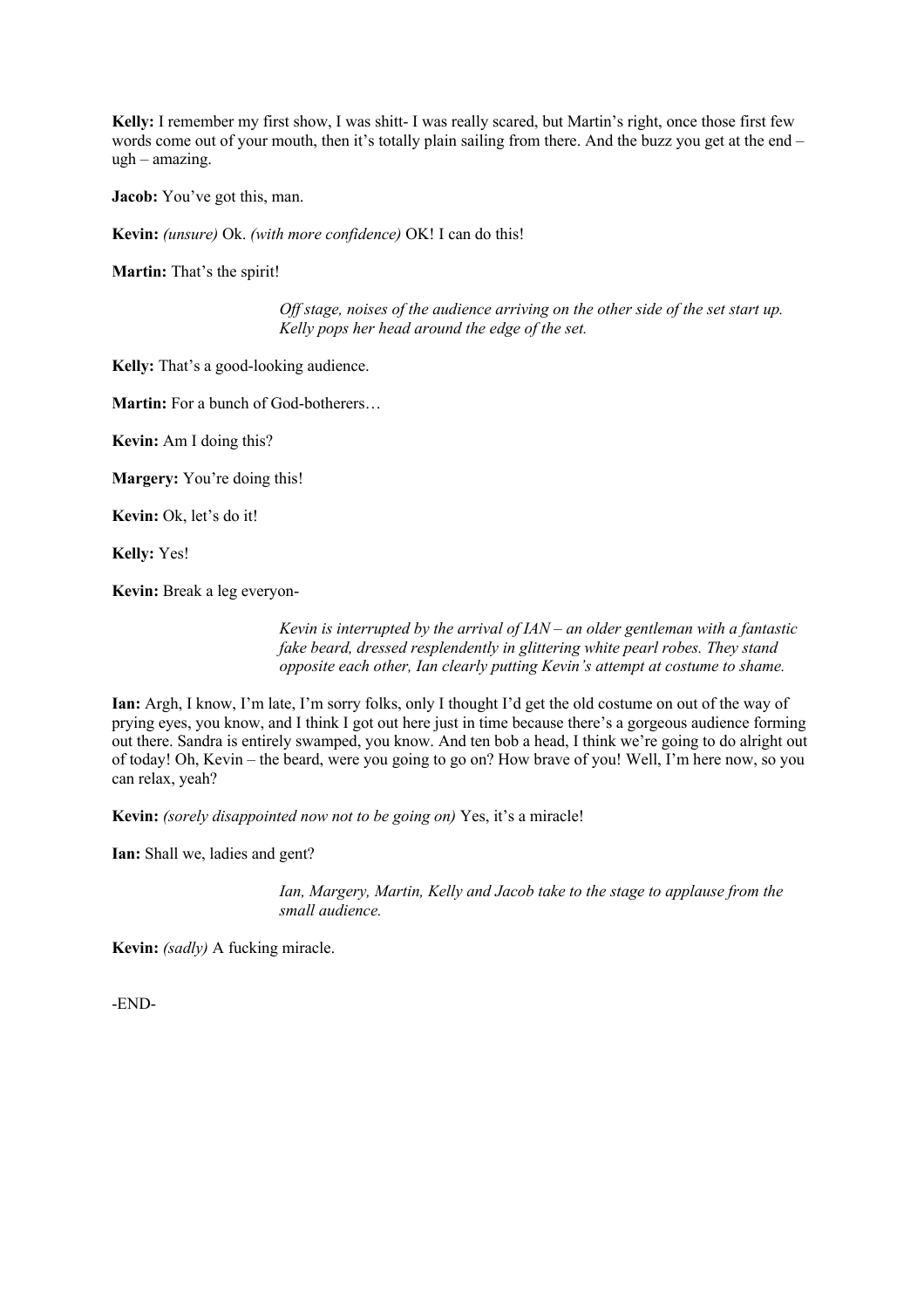**Kelly:** I remember my first show, I was shitt- I was really scared, but Martin's right, once those first few words come out of your mouth, then it's totally plain sailing from there. And the buzz you get at the end – ugh – amazing.

**Jacob:** You've got this, man.

**Kevin:** *(unsure)* Ok. *(with more confidence)* OK! I can do this!

**Martin:** That's the spirit!

*Off stage, noises of the audience arriving on the other side of the set start up. Kelly pops her head around the edge of the set.*

**Kelly:** That's a good-looking audience.

**Martin:** For a bunch of God-botherers…

**Kevin:** Am I doing this?

**Margery:** You're doing this!

**Kevin:** Ok, let's do it!

**Kelly:** Yes!

**Kevin:** Break a leg everyon-

*Kevin is interrupted by the arrival of IAN – an older gentleman with a fantastic fake beard, dressed resplendently in glittering white pearl robes. They stand opposite each other, Ian clearly putting Kevin's attempt at costume to shame.*

**Ian:** Argh, I know, I'm late, I'm sorry folks, only I thought I'd get the old costume on out of the way of prying eyes, you know, and I think I got out here just in time because there's a gorgeous audience forming out there. Sandra is entirely swamped, you know. And ten bob a head, I think we're going to do alright out of today! Oh, Kevin – the beard, were you going to go on? How brave of you! Well, I'm here now, so you can relax, yeah?

**Kevin:** *(sorely disappointed now not to be going on)* Yes, it's a miracle!

**Ian:** Shall we, ladies and gent?

*Ian, Margery, Martin, Kelly and Jacob take to the stage to applause from the small audience.*

**Kevin:** *(sadly)* A fucking miracle.

-END-